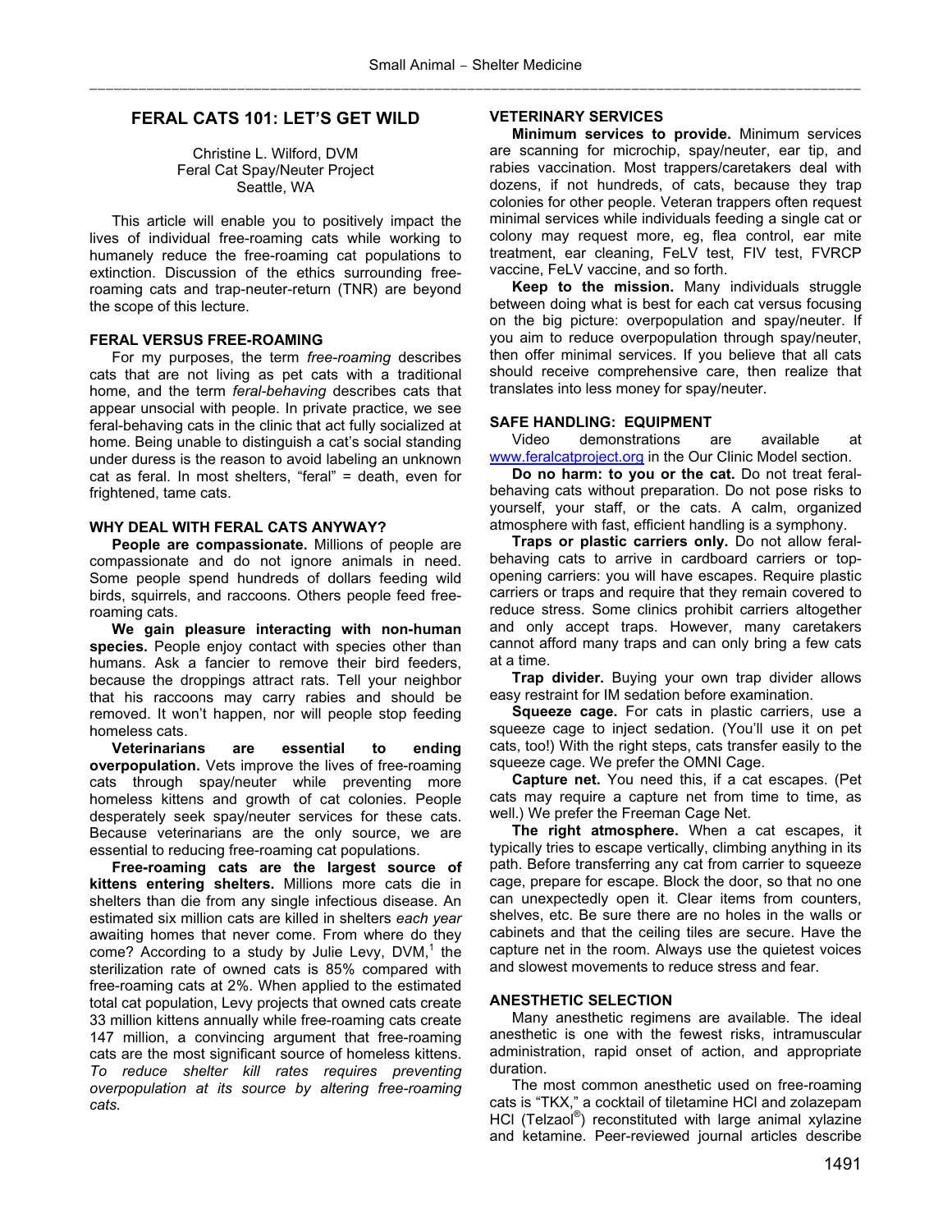# FERAL CATS 101: LET'S GET WILD

Christine L. Wilford, DVM
Feral Cat Spay/Neuter Project
Seattle, WA

This article will enable you to positively impact the lives of individual free-roaming cats while working to humanely reduce the free-roaming cat populations to extinction. Discussion of the ethics surrounding free-roaming cats and trap-neuter-return (TNR) are beyond the scope of this lecture.

## FERAL VERSUS FREE-ROAMING

For my purposes, the term *free-roaming* describes cats that are not living as pet cats with a traditional home, and the term *feral-behaving* describes cats that appear unsocial with people. In private practice, we see feral-behaving cats in the clinic that act fully socialized at home. Being unable to distinguish a cat's social standing under duress is the reason to avoid labeling an unknown cat as feral. In most shelters, "feral" = death, even for frightened, tame cats.

## WHY DEAL WITH FERAL CATS ANYWAY?

**People are compassionate.** Millions of people are compassionate and do not ignore animals in need. Some people spend hundreds of dollars feeding wild birds, squirrels, and raccoons. Others people feed free-roaming cats.

**We gain pleasure interacting with non-human species.** People enjoy contact with species other than humans. Ask a fancier to remove their bird feeders, because the droppings attract rats. Tell your neighbor that his raccoons may carry rabies and should be removed. It won't happen, nor will people stop feeding homeless cats.

**Veterinarians are essential to ending overpopulation.** Vets improve the lives of free-roaming cats through spay/neuter while preventing more homeless kittens and growth of cat colonies. People desperately seek spay/neuter services for these cats. Because veterinarians are the only source, we are essential to reducing free-roaming cat populations.

**Free-roaming cats are the largest source of kittens entering shelters.** Millions more cats die in shelters than die from any single infectious disease. An estimated six million cats are killed in shelters *each year* awaiting homes that never come. From where do they come? According to a study by Julie Levy, DVM,[1] the sterilization rate of owned cats is 85% compared with free-roaming cats at 2%. When applied to the estimated total cat population, Levy projects that owned cats create 33 million kittens annually while free-roaming cats create 147 million, a convincing argument that free-roaming cats are the most significant source of homeless kittens. *To reduce shelter kill rates requires preventing overpopulation at its source by altering free-roaming cats.*

## VETERINARY SERVICES

**Minimum services to provide.** Minimum services are scanning for microchip, spay/neuter, ear tip, and rabies vaccination. Most trappers/caretakers deal with dozens, if not hundreds, of cats, because they trap colonies for other people. Veteran trappers often request minimal services while individuals feeding a single cat or colony may request more, eg, flea control, ear mite treatment, ear cleaning, FeLV test, FIV test, FVRCP vaccine, FeLV vaccine, and so forth.

**Keep to the mission.** Many individuals struggle between doing what is best for each cat versus focusing on the big picture: overpopulation and spay/neuter. If you aim to reduce overpopulation through spay/neuter, then offer minimal services. If you believe that all cats should receive comprehensive care, then realize that translates into less money for spay/neuter.

## SAFE HANDLING: EQUIPMENT

Video demonstrations are available at www.feralcatproject.org in the Our Clinic Model section.

**Do no harm: to you or the cat.** Do not treat feral-behaving cats without preparation. Do not pose risks to yourself, your staff, or the cats. A calm, organized atmosphere with fast, efficient handling is a symphony.

**Traps or plastic carriers only.** Do not allow feral-behaving cats to arrive in cardboard carriers or top-opening carriers: you will have escapes. Require plastic carriers or traps and require that they remain covered to reduce stress. Some clinics prohibit carriers altogether and only accept traps. However, many caretakers cannot afford many traps and can only bring a few cats at a time.

**Trap divider.** Buying your own trap divider allows easy restraint for IM sedation before examination.

**Squeeze cage.** For cats in plastic carriers, use a squeeze cage to inject sedation. (You'll use it on pet cats, too!) With the right steps, cats transfer easily to the squeeze cage. We prefer the OMNI Cage.

**Capture net.** You need this, if a cat escapes. (Pet cats may require a capture net from time to time, as well.) We prefer the Freeman Cage Net.

**The right atmosphere.** When a cat escapes, it typically tries to escape vertically, climbing anything in its path. Before transferring any cat from carrier to squeeze cage, prepare for escape. Block the door, so that no one can unexpectedly open it. Clear items from counters, shelves, etc. Be sure there are no holes in the walls or cabinets and that the ceiling tiles are secure. Have the capture net in the room. Always use the quietest voices and slowest movements to reduce stress and fear.

## ANESTHETIC SELECTION

Many anesthetic regimens are available. The ideal anesthetic is one with the fewest risks, intramuscular administration, rapid onset of action, and appropriate duration.

The most common anesthetic used on free-roaming cats is "TKX," a cocktail of tiletamine HCl and zolazepam HCl (Telzaol®) reconstituted with large animal xylazine and ketamine. Peer-reviewed journal articles describe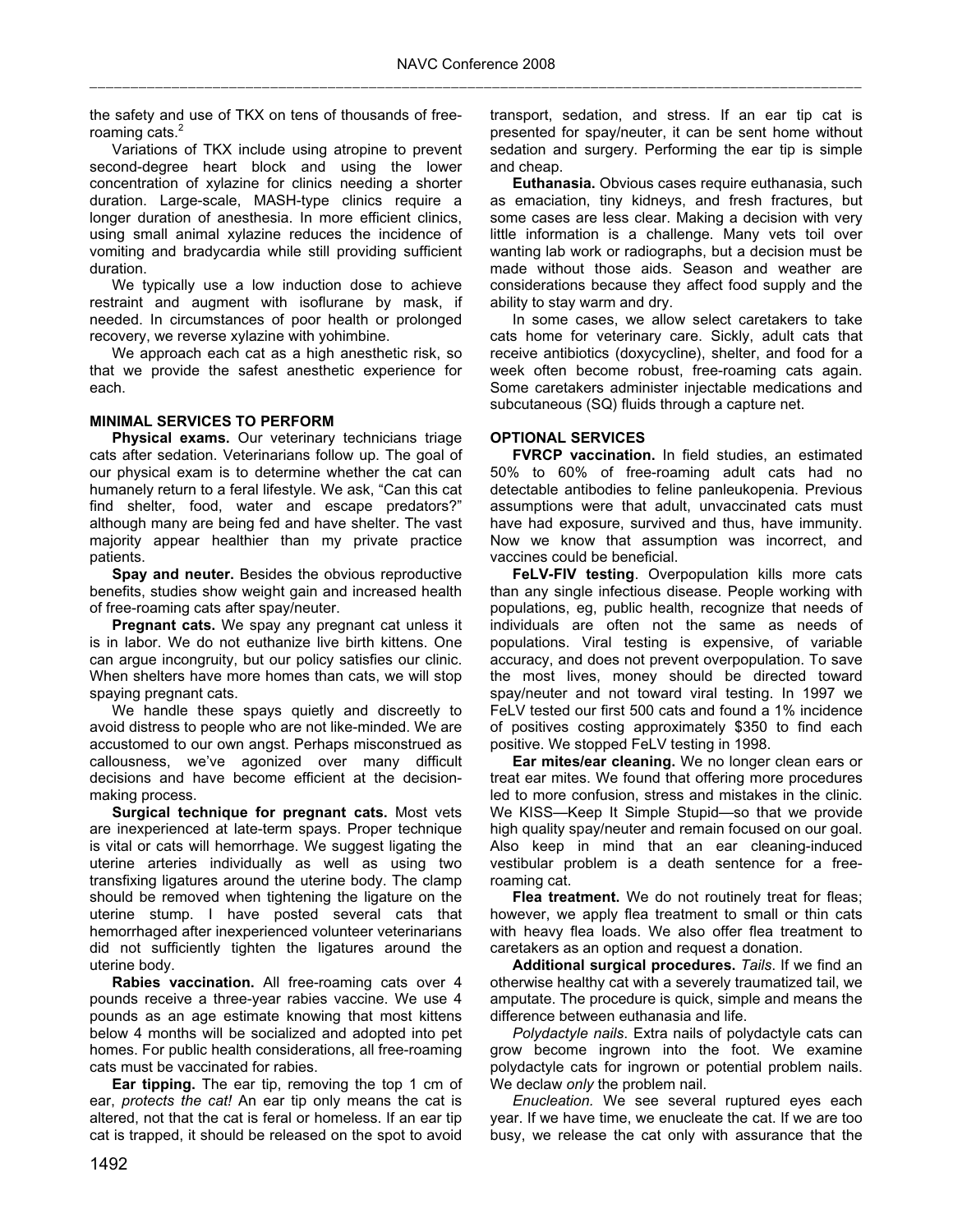the safety and use of TKX on tens of thousands of free-roaming cats.[2]

Variations of TKX include using atropine to prevent second-degree heart block and using the lower concentration of xylazine for clinics needing a shorter duration. Large-scale, MASH-type clinics require a longer duration of anesthesia. In more efficient clinics, using small animal xylazine reduces the incidence of vomiting and bradycardia while still providing sufficient duration.

We typically use a low induction dose to achieve restraint and augment with isoflurane by mask, if needed. In circumstances of poor health or prolonged recovery, we reverse xylazine with yohimbine.

We approach each cat as a high anesthetic risk, so that we provide the safest anesthetic experience for each.

## MINIMAL SERVICES TO PERFORM

**Physical exams.** Our veterinary technicians triage cats after sedation. Veterinarians follow up. The goal of our physical exam is to determine whether the cat can humanely return to a feral lifestyle. We ask, "Can this cat find shelter, food, water and escape predators?" although many are being fed and have shelter. The vast majority appear healthier than my private practice patients.

**Spay and neuter.** Besides the obvious reproductive benefits, studies show weight gain and increased health of free-roaming cats after spay/neuter.

**Pregnant cats.** We spay any pregnant cat unless it is in labor. We do not euthanize live birth kittens. One can argue incongruity, but our policy satisfies our clinic. When shelters have more homes than cats, we will stop spaying pregnant cats.

We handle these spays quietly and discreetly to avoid distress to people who are not like-minded. We are accustomed to our own angst. Perhaps misconstrued as callousness, we've agonized over many difficult decisions and have become efficient at the decision-making process.

**Surgical technique for pregnant cats.** Most vets are inexperienced at late-term spays. Proper technique is vital or cats will hemorrhage. We suggest ligating the uterine arteries individually as well as using two transfixing ligatures around the uterine body. The clamp should be removed when tightening the ligature on the uterine stump. I have posted several cats that hemorrhaged after inexperienced volunteer veterinarians did not sufficiently tighten the ligatures around the uterine body.

**Rabies vaccination.** All free-roaming cats over 4 pounds receive a three-year rabies vaccine. We use 4 pounds as an age estimate knowing that most kittens below 4 months will be socialized and adopted into pet homes. For public health considerations, all free-roaming cats must be vaccinated for rabies.

**Ear tipping.** The ear tip, removing the top 1 cm of ear, *protects the cat!* An ear tip only means the cat is altered, not that the cat is feral or homeless. If an ear tip cat is trapped, it should be released on the spot to avoid transport, sedation, and stress. If an ear tip cat is presented for spay/neuter, it can be sent home without sedation and surgery. Performing the ear tip is simple and cheap.

**Euthanasia.** Obvious cases require euthanasia, such as emaciation, tiny kidneys, and fresh fractures, but some cases are less clear. Making a decision with very little information is a challenge. Many vets toil over wanting lab work or radiographs, but a decision must be made without those aids. Season and weather are considerations because they affect food supply and the ability to stay warm and dry.

In some cases, we allow select caretakers to take cats home for veterinary care. Sickly, adult cats that receive antibiotics (doxycycline), shelter, and food for a week often become robust, free-roaming cats again. Some caretakers administer injectable medications and subcutaneous (SQ) fluids through a capture net.

## OPTIONAL SERVICES

**FVRCP vaccination.** In field studies, an estimated 50% to 60% of free-roaming adult cats had no detectable antibodies to feline panleukopenia. Previous assumptions were that adult, unvaccinated cats must have had exposure, survived and thus, have immunity. Now we know that assumption was incorrect, and vaccines could be beneficial.

**FeLV-FIV testing**. Overpopulation kills more cats than any single infectious disease. People working with populations, eg, public health, recognize that needs of individuals are often not the same as needs of populations. Viral testing is expensive, of variable accuracy, and does not prevent overpopulation. To save the most lives, money should be directed toward spay/neuter and not toward viral testing. In 1997 we FeLV tested our first 500 cats and found a 1% incidence of positives costing approximately $350 to find each positive. We stopped FeLV testing in 1998.

**Ear mites/ear cleaning.** We no longer clean ears or treat ear mites. We found that offering more procedures led to more confusion, stress and mistakes in the clinic. We KISS—Keep It Simple Stupid—so that we provide high quality spay/neuter and remain focused on our goal. Also keep in mind that an ear cleaning-induced vestibular problem is a death sentence for a free-roaming cat.

**Flea treatment.** We do not routinely treat for fleas; however, we apply flea treatment to small or thin cats with heavy flea loads. We also offer flea treatment to caretakers as an option and request a donation.

**Additional surgical procedures.** *Tails*. If we find an otherwise healthy cat with a severely traumatized tail, we amputate. The procedure is quick, simple and means the difference between euthanasia and life.

*Polydactyle nails*. Extra nails of polydactyle cats can grow become ingrown into the foot. We examine polydactyle cats for ingrown or potential problem nails. We declaw *only* the problem nail.

*Enucleation.* We see several ruptured eyes each year. If we have time, we enucleate the cat. If we are too busy, we release the cat only with assurance that the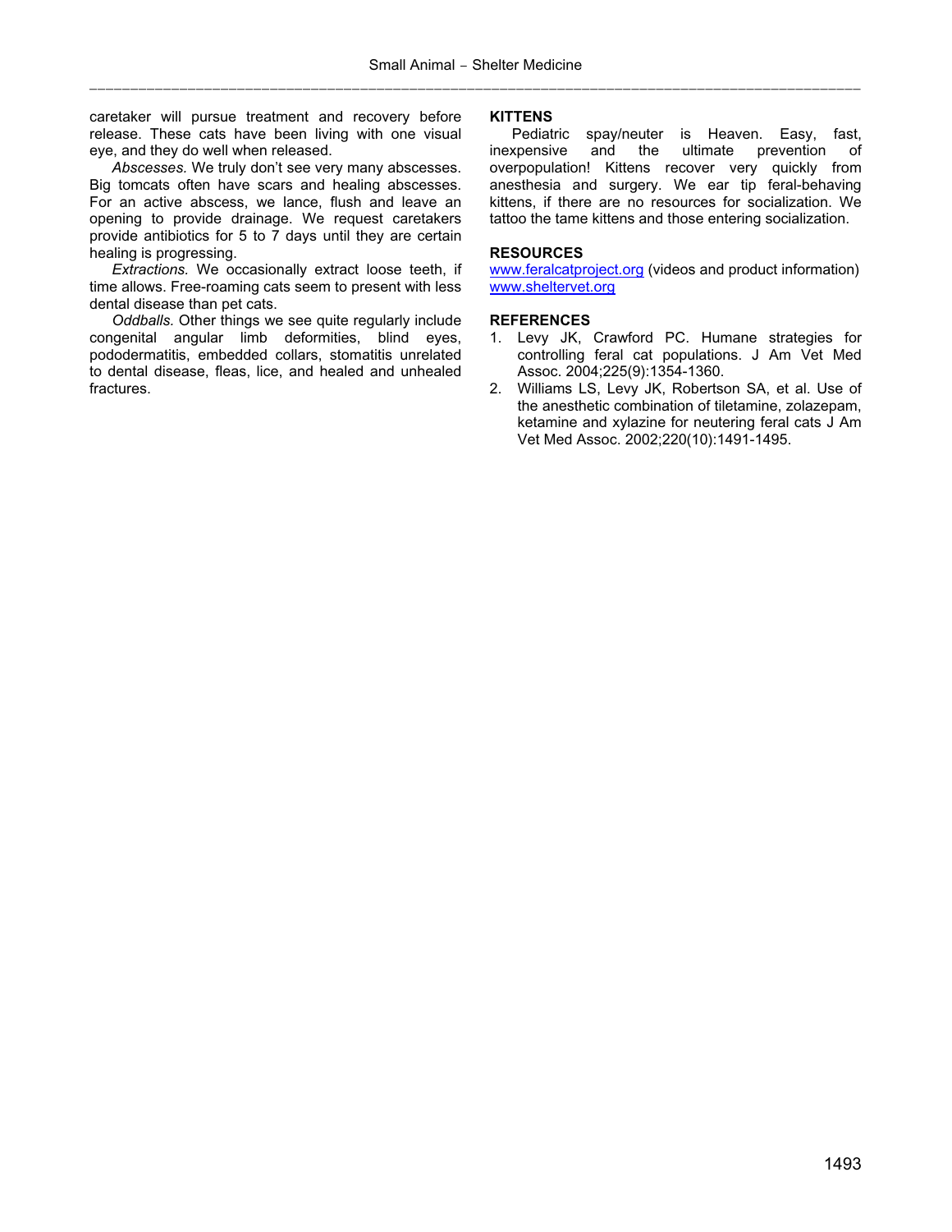caretaker will pursue treatment and recovery before release. These cats have been living with one visual eye, and they do well when released.

*Abscesses.* We truly don't see very many abscesses. Big tomcats often have scars and healing abscesses. For an active abscess, we lance, flush and leave an opening to provide drainage. We request caretakers provide antibiotics for 5 to 7 days until they are certain healing is progressing.

*Extractions.* We occasionally extract loose teeth, if time allows. Free-roaming cats seem to present with less dental disease than pet cats.

*Oddballs.* Other things we see quite regularly include congenital angular limb deformities, blind eyes, pododermatitis, embedded collars, stomatitis unrelated to dental disease, fleas, lice, and healed and unhealed fractures.

## KITTENS

Pediatric spay/neuter is Heaven. Easy, fast, inexpensive and the ultimate prevention of overpopulation! Kittens recover very quickly from anesthesia and surgery. We ear tip feral-behaving kittens, if there are no resources for socialization. We tattoo the tame kittens and those entering socialization.

## RESOURCES

www.feralcatproject.org (videos and product information)
www.sheltervet.org

## REFERENCES

1. Levy JK, Crawford PC. Humane strategies for controlling feral cat populations. J Am Vet Med Assoc. 2004;225(9):1354-1360.
2. Williams LS, Levy JK, Robertson SA, et al. Use of the anesthetic combination of tiletamine, zolazepam, ketamine and xylazine for neutering feral cats J Am Vet Med Assoc. 2002;220(10):1491-1495.